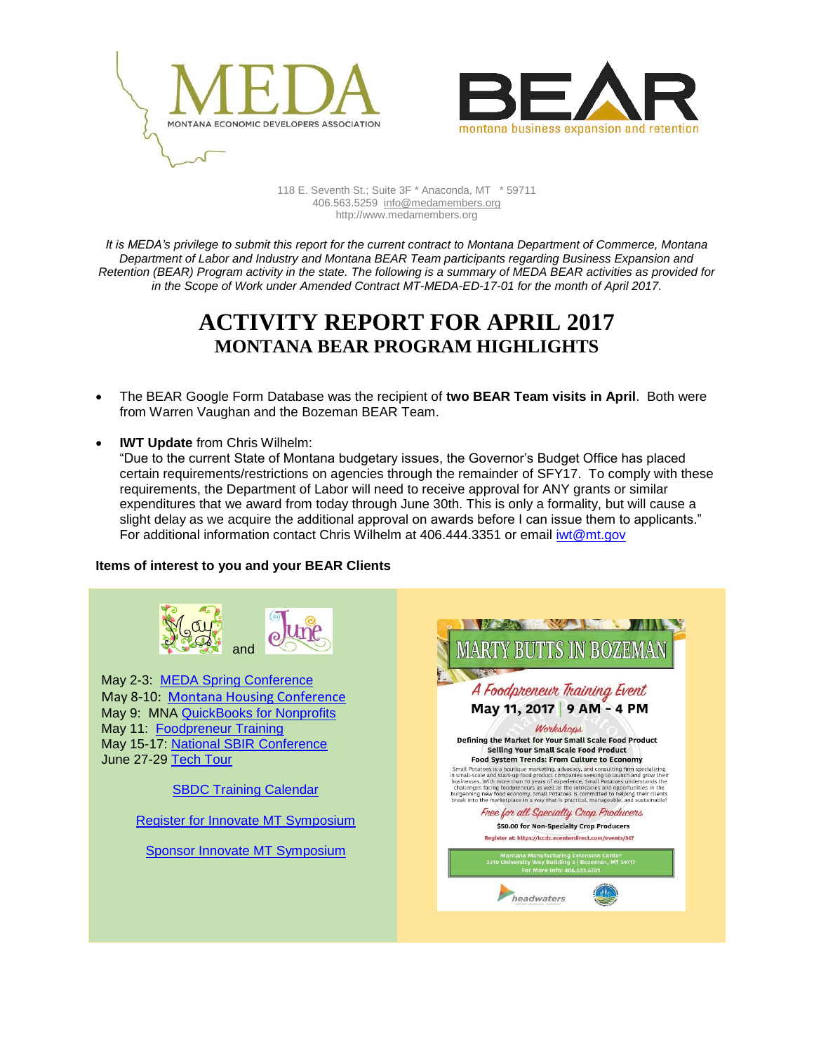MEDA
MONTANA ECONOMIC DEVELOPERS ASSOCIATION

BEAR
montana business expansion and retention

118 E. Seventh St.; Suite 3F * Anaconda, MT * 59711
406.563.5259 info@medamembers.org
http://www.medamembers.org

*It is MEDA's privilege to submit this report for the current contract to Montana Department of Commerce, Montana Department of Labor and Industry and Montana BEAR Team participants regarding Business Expansion and Retention (BEAR) Program activity in the state. The following is a summary of MEDA BEAR activities as provided for in the Scope of Work under Amended Contract MT-MEDA-ED-17-01 for the month of April 2017.*

# ACTIVITY REPORT FOR APRIL 2017

## MONTANA BEAR PROGRAM HIGHLIGHTS

- The BEAR Google Form Database was the recipient of **two BEAR Team visits in April**. Both were from Warren Vaughan and the Bozeman BEAR Team.
- **IWT Update** from Chris Wilhelm:
  "Due to the current State of Montana budgetary issues, the Governor's Budget Office has placed certain requirements/restrictions on agencies through the remainder of SFY17. To comply with these requirements, the Department of Labor will need to receive approval for ANY grants or similar expenditures that we award from today through June 30th. This is only a formality, but will cause a slight delay as we acquire the additional approval on awards before I can issue them to applicants."
  For additional information contact Chris Wilhelm at 406.444.3351 or email iwt@mt.gov

**Items of interest to you and your BEAR Clients**

May and June

May 2-3: MEDA Spring Conference
May 8-10: Montana Housing Conference
May 9: MNA QuickBooks for Nonprofits
May 11: Foodpreneur Training
May 15-17: National SBIR Conference
June 27-29 Tech Tour

SBDC Training Calendar

Register for Innovate MT Symposium

Sponsor Innovate MT Symposium

**MARTY BUTTS IN BOZEMAN**

*A Foodpreneur Training Event*

**May 11, 2017 | 9 AM - 4 PM**

*Workshops*

**Defining the Market for Your Small Scale Food Product**
**Selling Your Small Scale Food Product**
**Food System Trends: From Culture to Economy**

Small Potatoes is a boutique marketing, advocacy, and consulting firm specializing in small-scale and start-up food product companies seeking to launch and grow their businesses. With more than 10 years of experience, Small Potatoes understands the challenges facing foodpreneurs as well as the intricacies and opportunities in the burgeoning new food economy. Small Potatoes is committed to helping their clients break into the marketplace in a way that is practical, manageable, and sustainable!

*Free for all Specialty Crop Producers*

**$50.00 for Non-Specialty Crop Producers**

Register at: https://lccdc.ecenterdirect.com/events/367

Montana Manufacturing Extension Center
2310 University Way Building 2 | Bozeman, MT 59717
For More Info: 406.533.6781

headwaters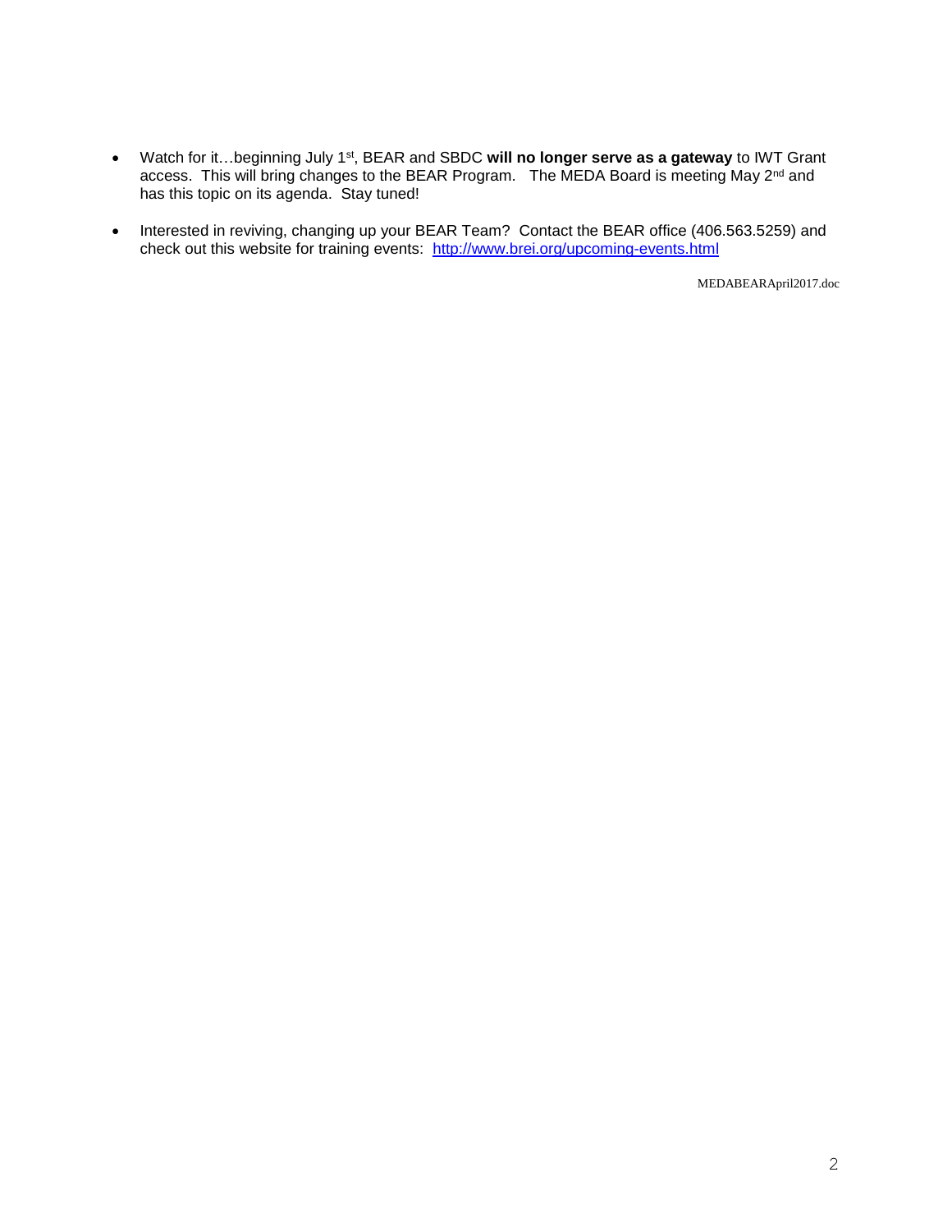- Watch for it…beginning July 1st, BEAR and SBDC **will no longer serve as a gateway** to IWT Grant access. This will bring changes to the BEAR Program. The MEDA Board is meeting May 2nd and has this topic on its agenda. Stay tuned!

- Interested in reviving, changing up your BEAR Team? Contact the BEAR office (406.563.5259) and check out this website for training events: http://www.brei.org/upcoming-events.html

MEDABEARApril2017.doc